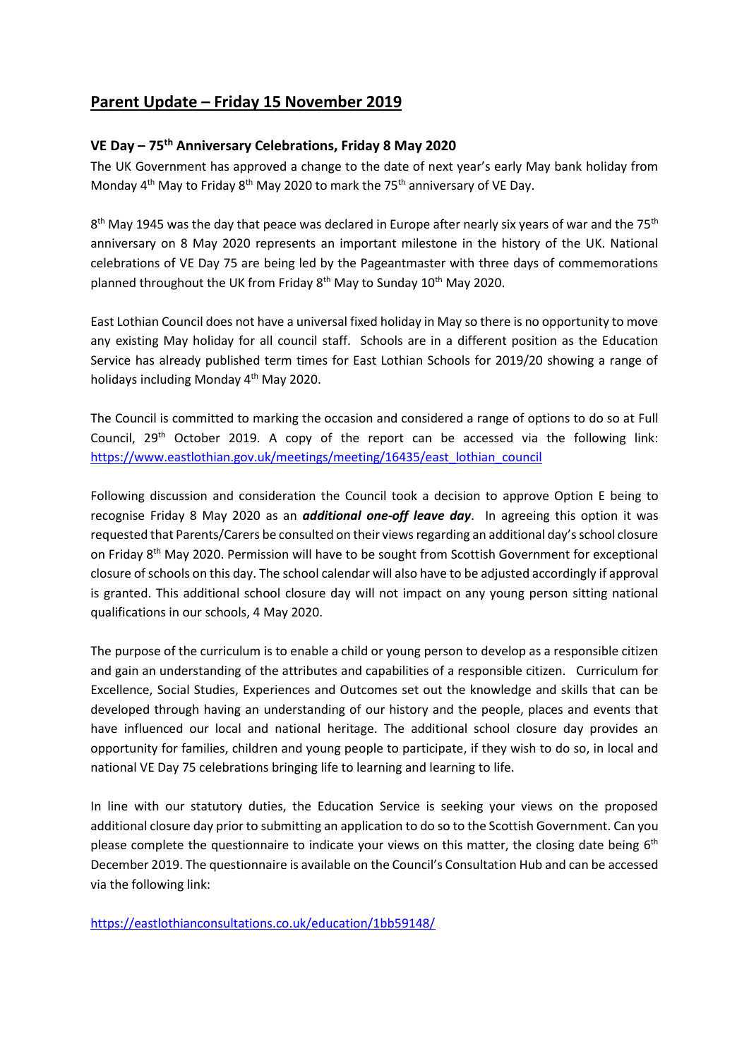# Parent Update – Friday 15 November 2019

## VE Day – 75th Anniversary Celebrations, Friday 8 May 2020

The UK Government has approved a change to the date of next year's early May bank holiday from Monday 4th May to Friday 8th May 2020 to mark the 75th anniversary of VE Day.

8th May 1945 was the day that peace was declared in Europe after nearly six years of war and the 75th anniversary on 8 May 2020 represents an important milestone in the history of the UK. National celebrations of VE Day 75 are being led by the Pageantmaster with three days of commemorations planned throughout the UK from Friday 8th May to Sunday 10th May 2020.

East Lothian Council does not have a universal fixed holiday in May so there is no opportunity to move any existing May holiday for all council staff. Schools are in a different position as the Education Service has already published term times for East Lothian Schools for 2019/20 showing a range of holidays including Monday 4th May 2020.

The Council is committed to marking the occasion and considered a range of options to do so at Full Council, 29th October 2019. A copy of the report can be accessed via the following link: [https://www.eastlothian.gov.uk/meetings/meeting/16435/east_lothian_council](https://www.eastlothian.gov.uk/meetings/meeting/16435/east_lothian_council)

Following discussion and consideration the Council took a decision to approve Option E being to recognise Friday 8 May 2020 as an ***additional one-off leave day***. In agreeing this option it was requested that Parents/Carers be consulted on their views regarding an additional day's school closure on Friday 8th May 2020. Permission will have to be sought from Scottish Government for exceptional closure of schools on this day. The school calendar will also have to be adjusted accordingly if approval is granted. This additional school closure day will not impact on any young person sitting national qualifications in our schools, 4 May 2020.

The purpose of the curriculum is to enable a child or young person to develop as a responsible citizen and gain an understanding of the attributes and capabilities of a responsible citizen. Curriculum for Excellence, Social Studies, Experiences and Outcomes set out the knowledge and skills that can be developed through having an understanding of our history and the people, places and events that have influenced our local and national heritage. The additional school closure day provides an opportunity for families, children and young people to participate, if they wish to do so, in local and national VE Day 75 celebrations bringing life to learning and learning to life.

In line with our statutory duties, the Education Service is seeking your views on the proposed additional closure day prior to submitting an application to do so to the Scottish Government. Can you please complete the questionnaire to indicate your views on this matter, the closing date being 6th December 2019. The questionnaire is available on the Council's Consultation Hub and can be accessed via the following link:

[https://eastlothianconsultations.co.uk/education/1bb59148/](https://eastlothianconsultations.co.uk/education/1bb59148/)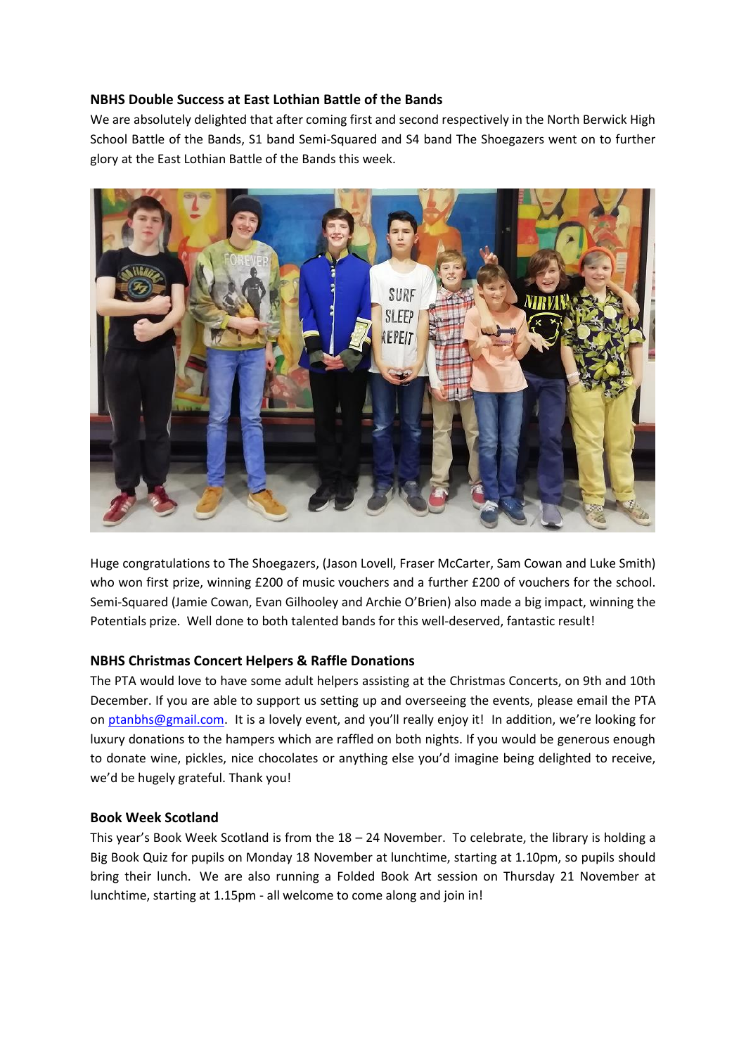**NBHS Double Success at East Lothian Battle of the Bands**

We are absolutely delighted that after coming first and second respectively in the North Berwick High School Battle of the Bands, S1 band Semi-Squared and S4 band The Shoegazers went on to further glory at the East Lothian Battle of the Bands this week.

Huge congratulations to The Shoegazers, (Jason Lovell, Fraser McCarter, Sam Cowan and Luke Smith) who won first prize, winning £200 of music vouchers and a further £200 of vouchers for the school. Semi-Squared (Jamie Cowan, Evan Gilhooley and Archie O'Brien) also made a big impact, winning the Potentials prize. Well done to both talented bands for this well-deserved, fantastic result!

**NBHS Christmas Concert Helpers & Raffle Donations**

The PTA would love to have some adult helpers assisting at the Christmas Concerts, on 9th and 10th December. If you are able to support us setting up and overseeing the events, please email the PTA on ptanbhs@gmail.com. It is a lovely event, and you'll really enjoy it! In addition, we're looking for luxury donations to the hampers which are raffled on both nights. If you would be generous enough to donate wine, pickles, nice chocolates or anything else you'd imagine being delighted to receive, we'd be hugely grateful. Thank you!

**Book Week Scotland**

This year's Book Week Scotland is from the 18 – 24 November. To celebrate, the library is holding a Big Book Quiz for pupils on Monday 18 November at lunchtime, starting at 1.10pm, so pupils should bring their lunch. We are also running a Folded Book Art session on Thursday 21 November at lunchtime, starting at 1.15pm - all welcome to come along and join in!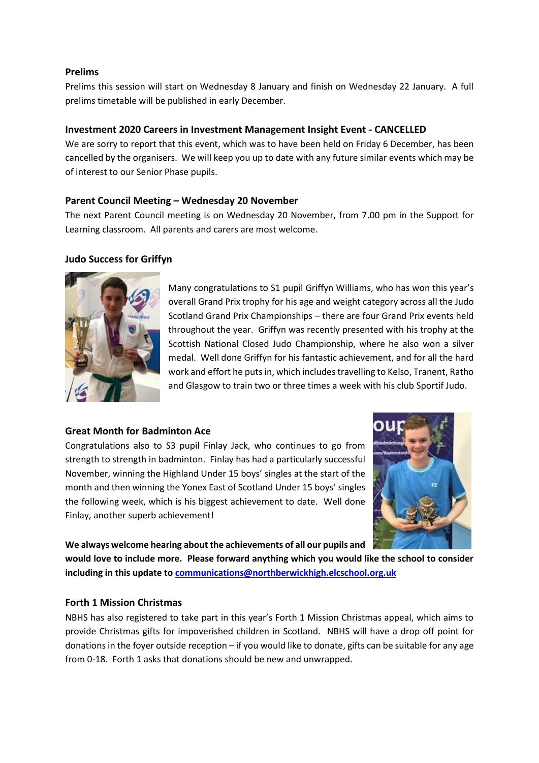### Prelims

Prelims this session will start on Wednesday 8 January and finish on Wednesday 22 January. A full prelims timetable will be published in early December.

### Investment 2020 Careers in Investment Management Insight Event - CANCELLED

We are sorry to report that this event, which was to have been held on Friday 6 December, has been cancelled by the organisers. We will keep you up to date with any future similar events which may be of interest to our Senior Phase pupils.

### Parent Council Meeting – Wednesday 20 November

The next Parent Council meeting is on Wednesday 20 November, from 7.00 pm in the Support for Learning classroom. All parents and carers are most welcome.

### Judo Success for Griffyn

Many congratulations to S1 pupil Griffyn Williams, who has won this year's overall Grand Prix trophy for his age and weight category across all the Judo Scotland Grand Prix Championships – there are four Grand Prix events held throughout the year. Griffyn was recently presented with his trophy at the Scottish National Closed Judo Championship, where he also won a silver medal. Well done Griffyn for his fantastic achievement, and for all the hard work and effort he puts in, which includes travelling to Kelso, Tranent, Ratho and Glasgow to train two or three times a week with his club Sportif Judo.

### Great Month for Badminton Ace

Congratulations also to S3 pupil Finlay Jack, who continues to go from strength to strength in badminton. Finlay has had a particularly successful November, winning the Highland Under 15 boys' singles at the start of the month and then winning the Yonex East of Scotland Under 15 boys' singles the following week, which is his biggest achievement to date. Well done Finlay, another superb achievement!

**We always welcome hearing about the achievements of all our pupils and would love to include more. Please forward anything which you would like the school to consider including in this update to communications@northberwickhigh.elcschool.org.uk**

### Forth 1 Mission Christmas

NBHS has also registered to take part in this year's Forth 1 Mission Christmas appeal, which aims to provide Christmas gifts for impoverished children in Scotland. NBHS will have a drop off point for donations in the foyer outside reception – if you would like to donate, gifts can be suitable for any age from 0-18. Forth 1 asks that donations should be new and unwrapped.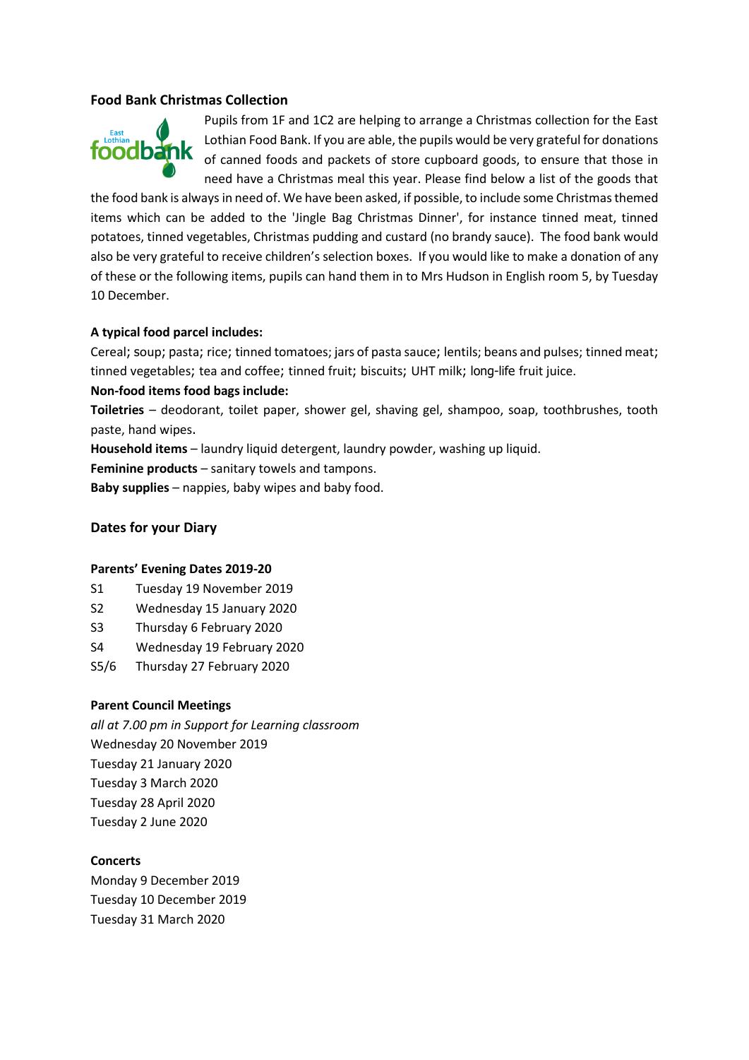## Food Bank Christmas Collection

Pupils from 1F and 1C2 are helping to arrange a Christmas collection for the East Lothian Food Bank. If you are able, the pupils would be very grateful for donations of canned foods and packets of store cupboard goods, to ensure that those in need have a Christmas meal this year. Please find below a list of the goods that the food bank is always in need of. We have been asked, if possible, to include some Christmas themed items which can be added to the 'Jingle Bag Christmas Dinner', for instance tinned meat, tinned potatoes, tinned vegetables, Christmas pudding and custard (no brandy sauce). The food bank would also be very grateful to receive children's selection boxes. If you would like to make a donation of any of these or the following items, pupils can hand them in to Mrs Hudson in English room 5, by Tuesday 10 December.

**A typical food parcel includes:**

Cereal; soup; pasta; rice; tinned tomatoes; jars of pasta sauce; lentils; beans and pulses; tinned meat; tinned vegetables; tea and coffee; tinned fruit; biscuits; UHT milk; long-life fruit juice.

**Non-food items food bags include:**

**Toiletries** – deodorant, toilet paper, shower gel, shaving gel, shampoo, soap, toothbrushes, tooth paste, hand wipes.

**Household items** – laundry liquid detergent, laundry powder, washing up liquid.

**Feminine products** – sanitary towels and tampons.

**Baby supplies** – nappies, baby wipes and baby food.

## Dates for your Diary

**Parents' Evening Dates 2019-20**

| | |
|---|---|
| S1 | Tuesday 19 November 2019 |
| S2 | Wednesday 15 January 2020 |
| S3 | Thursday 6 February 2020 |
| S4 | Wednesday 19 February 2020 |
| S5/6 | Thursday 27 February 2020 |

**Parent Council Meetings**

*all at 7.00 pm in Support for Learning classroom*

Wednesday 20 November 2019
Tuesday 21 January 2020
Tuesday 3 March 2020
Tuesday 28 April 2020
Tuesday 2 June 2020

**Concerts**

Monday 9 December 2019
Tuesday 10 December 2019
Tuesday 31 March 2020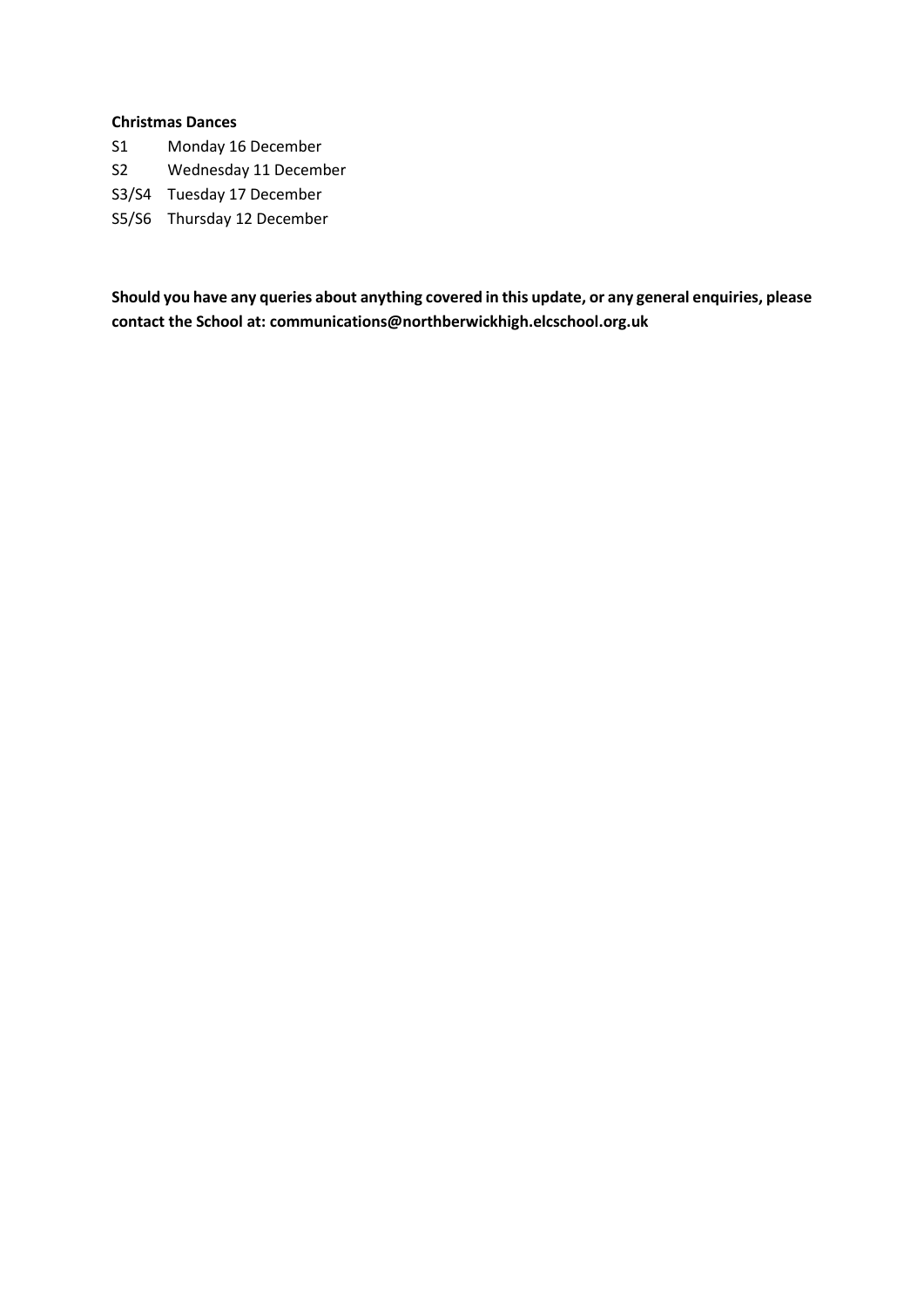**Christmas Dances**

| | |
|---|---|
| S1 | Monday 16 December |
| S2 | Wednesday 11 December |
| S3/S4 | Tuesday 17 December |
| S5/S6 | Thursday 12 December |

**Should you have any queries about anything covered in this update, or any general enquiries, please contact the School at: communications@northberwickhigh.elcschool.org.uk**